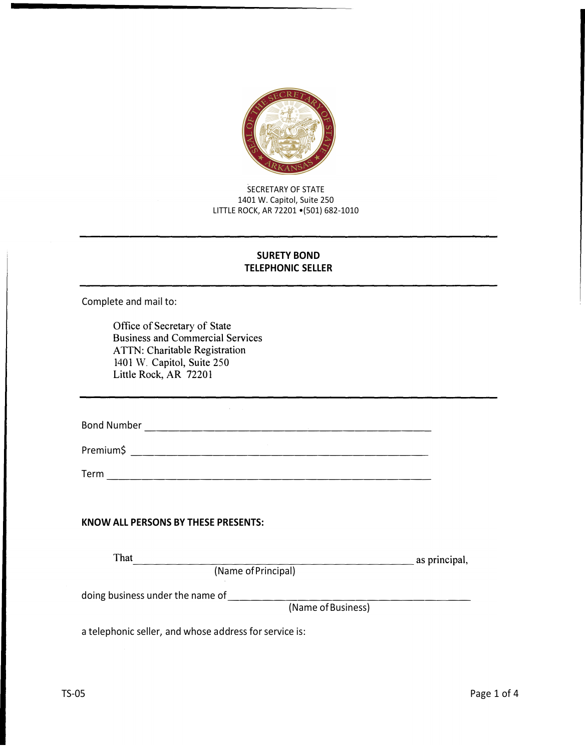SECRETARY OF STATE
1401 W. Capitol, Suite 250
LITTLE ROCK, AR 72201 •(501) 682-1010

---

**SURETY BOND**
**TELEPHONIC SELLER**

---

Complete and mail to:

Office of Secretary of State
Business and Commercial Services
ATTN: Charitable Registration
1401 W. Capitol, Suite 250
Little Rock, AR 72201

---

Bond Number \_\_\_\_\_\_\_\_\_\_\_\_\_\_\_\_\_\_\_\_\_\_\_\_\_\_\_\_\_\_\_\_\_\_\_\_\_\_\_\_\_\_\_\_

Premium$ \_\_\_\_\_\_\_\_\_\_\_\_\_\_\_\_\_\_\_\_\_\_\_\_\_\_\_\_\_\_\_\_\_\_\_\_\_\_\_\_\_\_\_\_

Term \_\_\_\_\_\_\_\_\_\_\_\_\_\_\_\_\_\_\_\_\_\_\_\_\_\_\_\_\_\_\_\_\_\_\_\_\_\_\_\_\_\_\_\_

**KNOW ALL PERSONS BY THESE PRESENTS:**

That \_\_\_\_\_\_\_\_\_\_\_\_\_\_\_\_\_\_\_\_\_\_\_\_\_\_\_\_\_\_\_\_\_\_\_\_\_\_\_\_\_\_\_\_ as principal,
(Name of Principal)

doing business under the name of \_\_\_\_\_\_\_\_\_\_\_\_\_\_\_\_\_\_\_\_\_\_\_\_\_\_\_\_\_\_\_\_\_\_\_\_
(Name of Business)

a telephonic seller, and whose address for service is:

TS-05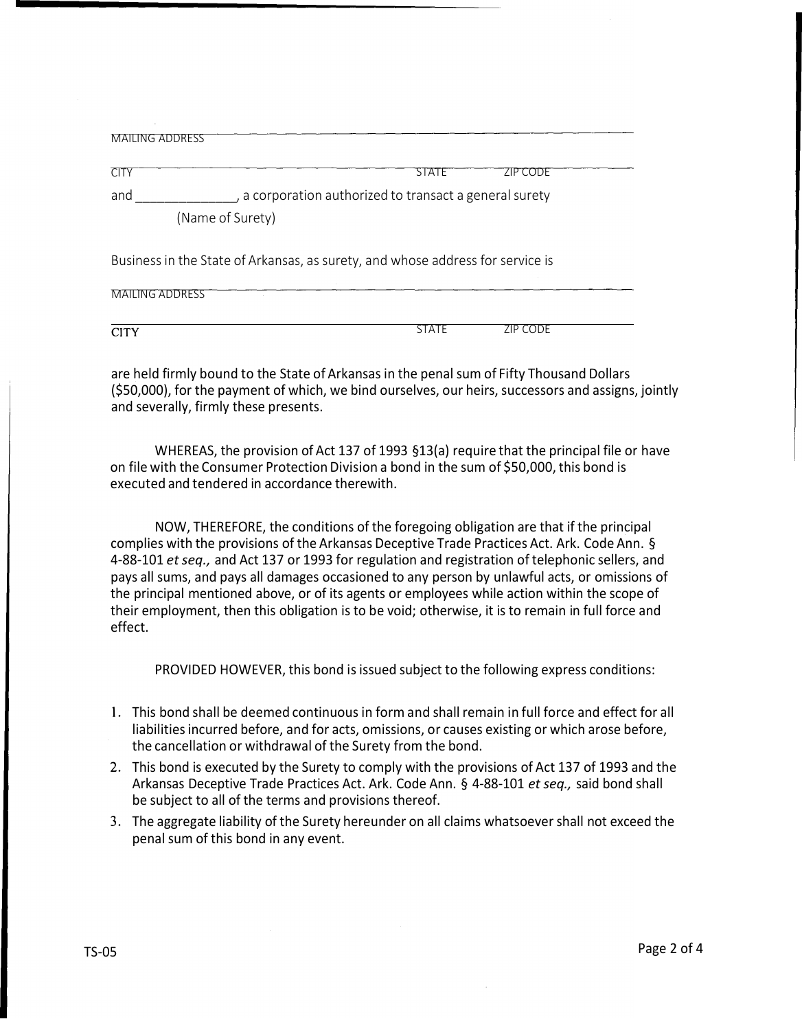MAILING ADDRESS

CITY STATE ZIP CODE

and ______________, a corporation authorized to transact a general surety

(Name of Surety)

Business in the State of Arkansas, as surety, and whose address for service is

MAILING ADDRESS

CITY STATE ZIP CODE

are held firmly bound to the State of Arkansas in the penal sum of Fifty Thousand Dollars ($50,000), for the payment of which, we bind ourselves, our heirs, successors and assigns, jointly and severally, firmly these presents.

WHEREAS, the provision of Act 137 of 1993 §13(a) require that the principal file or have on file with the Consumer Protection Division a bond in the sum of $50,000, this bond is executed and tendered in accordance therewith.

NOW, THEREFORE, the conditions of the foregoing obligation are that if the principal complies with the provisions of the Arkansas Deceptive Trade Practices Act. Ark. Code Ann. § 4-88-101 *et seq.,* and Act 137 or 1993 for regulation and registration of telephonic sellers, and pays all sums, and pays all damages occasioned to any person by unlawful acts, or omissions of the principal mentioned above, or of its agents or employees while action within the scope of their employment, then this obligation is to be void; otherwise, it is to remain in full force and effect.

PROVIDED HOWEVER, this bond is issued subject to the following express conditions:

1. This bond shall be deemed continuous in form and shall remain in full force and effect for all liabilities incurred before, and for acts, omissions, or causes existing or which arose before, the cancellation or withdrawal of the Surety from the bond.
2. This bond is executed by the Surety to comply with the provisions of Act 137 of 1993 and the Arkansas Deceptive Trade Practices Act. Ark. Code Ann. § 4-88-101 *et seq.,* said bond shall be subject to all of the terms and provisions thereof.
3. The aggregate liability of the Surety hereunder on all claims whatsoever shall not exceed the penal sum of this bond in any event.

TS-05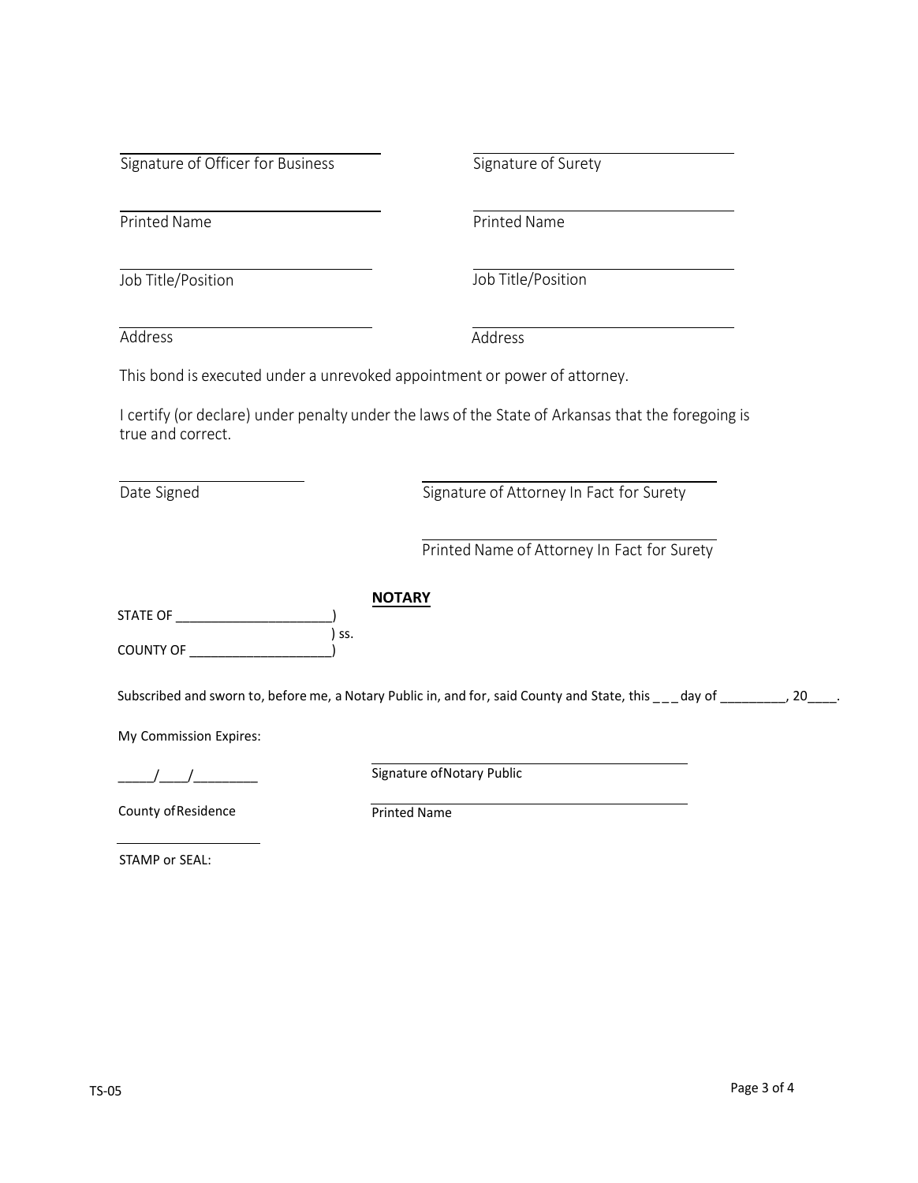| | |
|---|---|
| ______________________________ | ______________________________ |
| Signature of Officer for Business | Signature of Surety |
| ______________________________ | ______________________________ |
| Printed Name | Printed Name |
| ______________________________ | ______________________________ |
| Job Title/Position | Job Title/Position |
| ______________________________ | ______________________________ |
| Address | Address |

This bond is executed under a unrevoked appointment or power of attorney.

I certify (or declare) under penalty under the laws of the State of Arkansas that the foregoing is true and correct.

| | |
|---|---|
| ______________________ | ______________________________ |
| Date Signed | Signature of Attorney In Fact for Surety |
| | ______________________________ |
| | Printed Name of Attorney In Fact for Surety |

**NOTARY**

STATE OF _____________________)
) ss.
COUNTY OF ___________________)

Subscribed and sworn to, before me, a Notary Public in, and for, said County and State, this ___ day of _________, 20____.

My Commission Expires:

| | |
|---|---|
| _____/____/________ | ______________________________ |
| | Signature of Notary Public |
| County of Residence | ______________________________ |
| | Printed Name |
| ______________________ | |

STAMP or SEAL: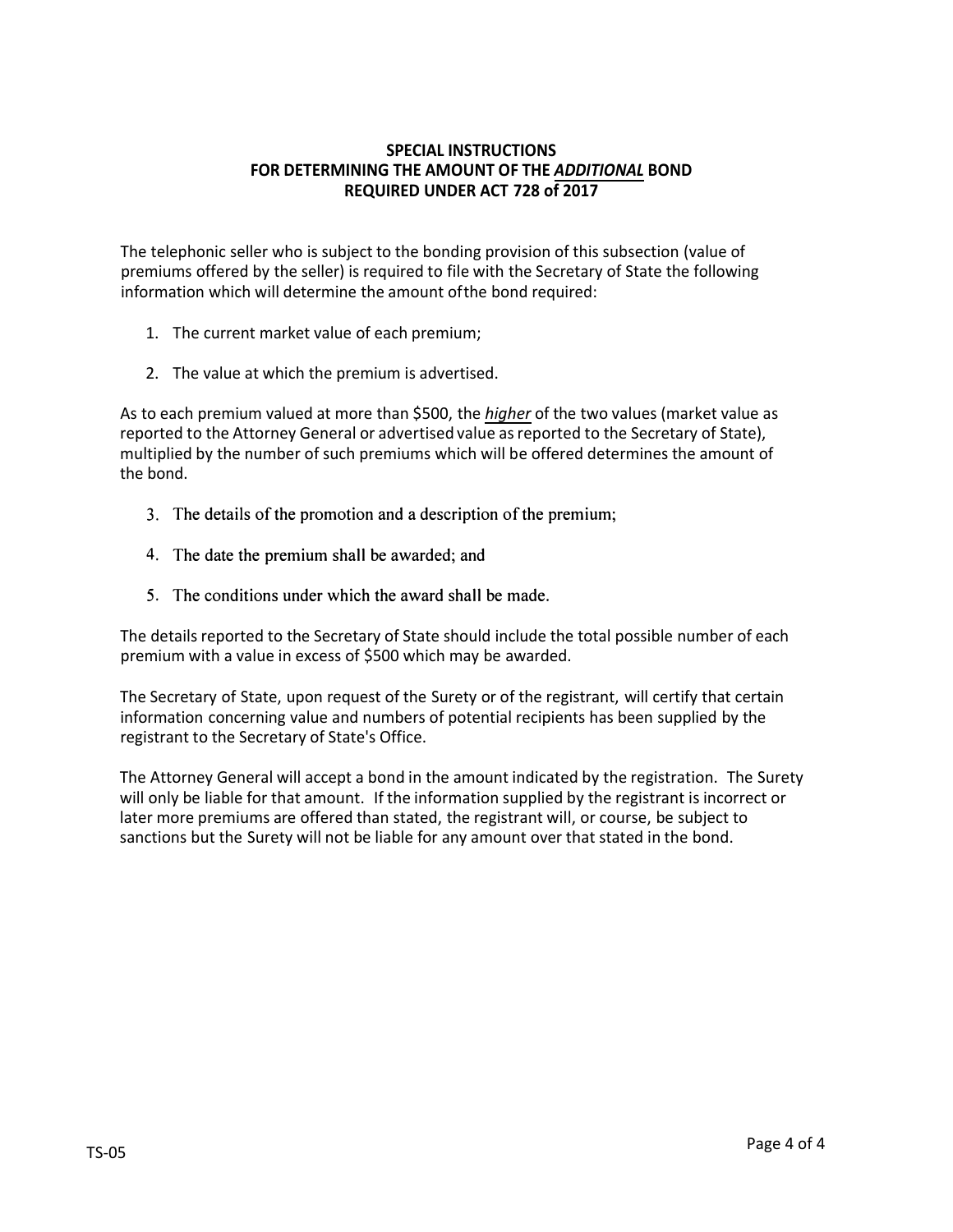**SPECIAL INSTRUCTIONS**
**FOR DETERMINING THE AMOUNT OF THE *ADDITIONAL* BOND**
**REQUIRED UNDER ACT 728 of 2017**

The telephonic seller who is subject to the bonding provision of this subsection (value of premiums offered by the seller) is required to file with the Secretary of State the following information which will determine the amount ofthe bond required:

1. The current market value of each premium;
2. The value at which the premium is advertised.

As to each premium valued at more than $500, the ***higher*** of the two values (market value as reported to the Attorney General or advertised value as reported to the Secretary of State), multiplied by the number of such premiums which will be offered determines the amount of the bond.

3. The details of the promotion and a description of the premium;
4. The date the premium shall be awarded; and
5. The conditions under which the award shall be made.

The details reported to the Secretary of State should include the total possible number of each premium with a value in excess of $500 which may be awarded.

The Secretary of State, upon request of the Surety or of the registrant, will certify that certain information concerning value and numbers of potential recipients has been supplied by the registrant to the Secretary of State's Office.

The Attorney General will accept a bond in the amount indicated by the registration. The Surety will only be liable for that amount. If the information supplied by the registrant is incorrect or later more premiums are offered than stated, the registrant will, or course, be subject to sanctions but the Surety will not be liable for any amount over that stated in the bond.

TS-05